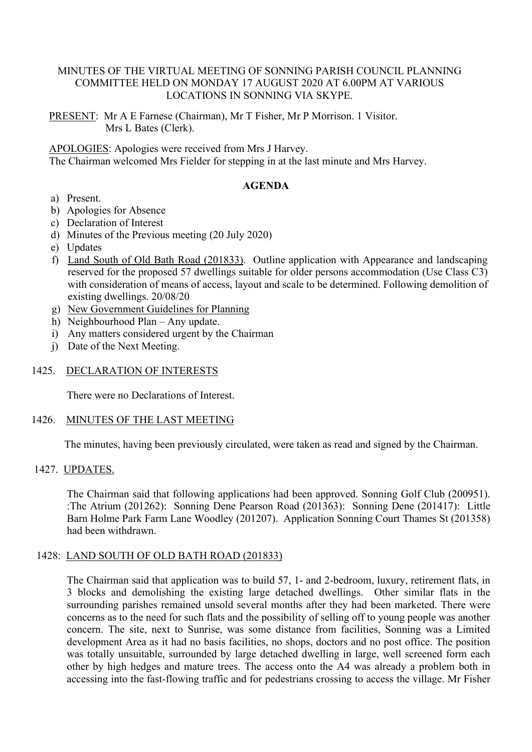MINUTES OF THE VIRTUAL MEETING OF SONNING PARISH COUNCIL PLANNING COMMITTEE HELD ON MONDAY 17 AUGUST 2020 AT 6.00PM AT VARIOUS LOCATIONS IN SONNING VIA SKYPE.

PRESENT: Mr A E Farnese (Chairman), Mr T Fisher, Mr P Morrison. 1 Visitor.
Mrs L Bates (Clerk).

APOLOGIES: Apologies were received from Mrs J Harvey.
The Chairman welcomed Mrs Fielder for stepping in at the last minute and Mrs Harvey.

**AGENDA**

a) Present.
b) Apologies for Absence
c) Declaration of Interest
d) Minutes of the Previous meeting (20 July 2020)
e) Updates
f) Land South of Old Bath Road (201833). Outline application with Appearance and landscaping reserved for the proposed 57 dwellings suitable for older persons accommodation (Use Class C3) with consideration of means of access, layout and scale to be determined. Following demolition of existing dwellings. 20/08/20
g) New Government Guidelines for Planning
h) Neighbourhood Plan – Any update.
i) Any matters considered urgent by the Chairman
j) Date of the Next Meeting.

1425. DECLARATION OF INTERESTS

There were no Declarations of Interest.

1426. MINUTES OF THE LAST MEETING

The minutes, having been previously circulated, were taken as read and signed by the Chairman.

1427. UPDATES.

The Chairman said that following applications had been approved. Sonning Golf Club (200951). :The Atrium (201262): Sonning Dene Pearson Road (201363): Sonning Dene (201417): Little Barn Holme Park Farm Lane Woodley (201207). Application Sonning Court Thames St (201358) had been withdrawn.

1428: LAND SOUTH OF OLD BATH ROAD (201833)

The Chairman said that application was to build 57, 1- and 2-bedroom, luxury, retirement flats, in 3 blocks and demolishing the existing large detached dwellings. Other similar flats in the surrounding parishes remained unsold several months after they had been marketed. There were concerns as to the need for such flats and the possibility of selling off to young people was another concern. The site, next to Sunrise, was some distance from facilities, Sonning was a Limited development Area as it had no basis facilities, no shops, doctors and no post office. The position was totally unsuitable, surrounded by large detached dwelling in large, well screened form each other by high hedges and mature trees. The access onto the A4 was already a problem both in accessing into the fast-flowing traffic and for pedestrians crossing to access the village. Mr Fisher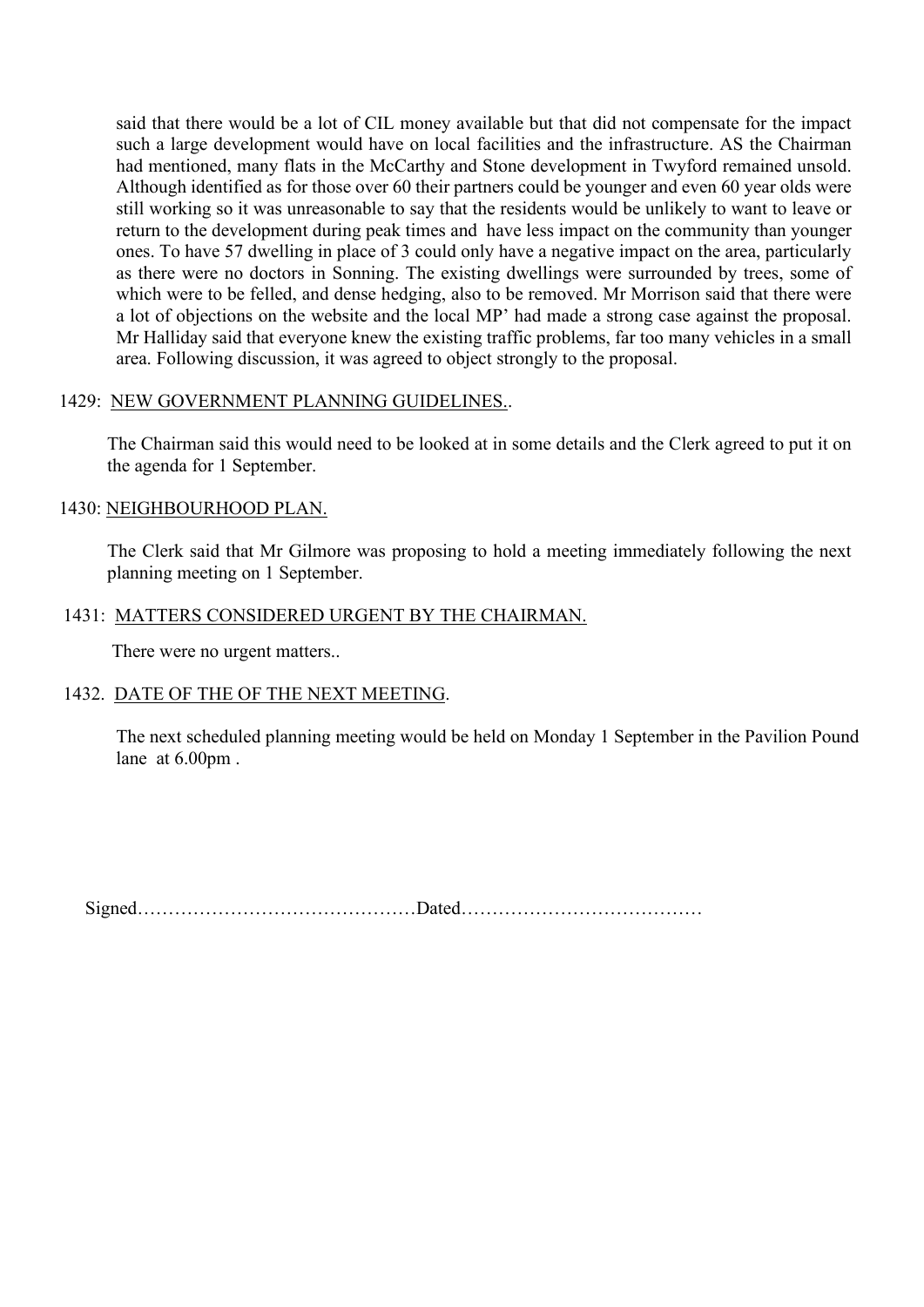said that there would be a lot of CIL money available but that did not compensate for the impact such a large development would have on local facilities and the infrastructure. AS the Chairman had mentioned, many flats in the McCarthy and Stone development in Twyford remained unsold. Although identified as for those over 60 their partners could be younger and even 60 year olds were still working so it was unreasonable to say that the residents would be unlikely to want to leave or return to the development during peak times and have less impact on the community than younger ones. To have 57 dwelling in place of 3 could only have a negative impact on the area, particularly as there were no doctors in Sonning. The existing dwellings were surrounded by trees, some of which were to be felled, and dense hedging, also to be removed. Mr Morrison said that there were a lot of objections on the website and the local MP' had made a strong case against the proposal. Mr Halliday said that everyone knew the existing traffic problems, far too many vehicles in a small area. Following discussion, it was agreed to object strongly to the proposal.

1429: NEW GOVERNMENT PLANNING GUIDELINES..

The Chairman said this would need to be looked at in some details and the Clerk agreed to put it on the agenda for 1 September.

1430: NEIGHBOURHOOD PLAN.

The Clerk said that Mr Gilmore was proposing to hold a meeting immediately following the next planning meeting on 1 September.

1431: MATTERS CONSIDERED URGENT BY THE CHAIRMAN.

There were no urgent matters..

1432. DATE OF THE OF THE NEXT MEETING.

The next scheduled planning meeting would be held on Monday 1 September in the Pavilion Pound lane at 6.00pm .

Signed………………………………………Dated…………………………………